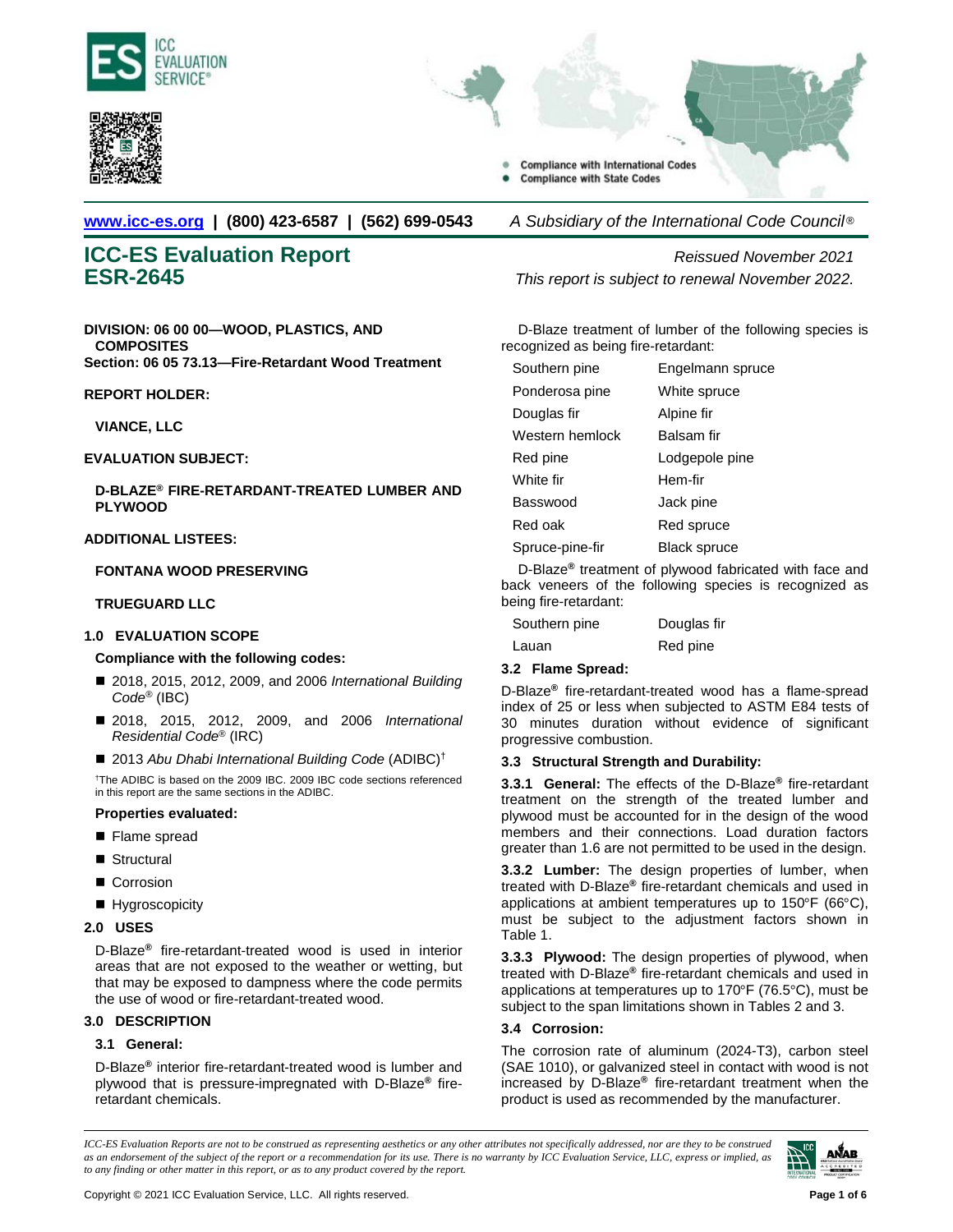www.icc-es.org | (800) 423-6587 | (562) 699-0543 *A Subsidiary of the International Code Council®*

# ICC-ES Evaluation Report ESR-2645

*Reissued November 2021*

*This report is subject to renewal November 2022.*

**DIVISION: 06 00 00—WOOD, PLASTICS, AND COMPOSITES**
**Section: 06 05 73.13—Fire-Retardant Wood Treatment**

**REPORT HOLDER:**

**VIANCE, LLC**

**EVALUATION SUBJECT:**

**D-BLAZE® FIRE-RETARDANT-TREATED LUMBER AND PLYWOOD**

**ADDITIONAL LISTEES:**

**FONTANA WOOD PRESERVING**

**TRUEGUARD LLC**

## 1.0 EVALUATION SCOPE

**Compliance with the following codes:**

- 2018, 2015, 2012, 2009, and 2006 *International Building Code®* (IBC)
- 2018, 2015, 2012, 2009, and 2006 *International Residential Code®* (IRC)
- 2013 *Abu Dhabi International Building Code* (ADIBC)†

†The ADIBC is based on the 2009 IBC. 2009 IBC code sections referenced in this report are the same sections in the ADIBC.

**Properties evaluated:**

- Flame spread
- Structural
- Corrosion
- Hygroscopicity

## 2.0 USES

D-Blaze® fire-retardant-treated wood is used in interior areas that are not exposed to the weather or wetting, but that may be exposed to dampness where the code permits the use of wood or fire-retardant-treated wood.

## 3.0 DESCRIPTION

### 3.1 General:

D-Blaze® interior fire-retardant-treated wood is lumber and plywood that is pressure-impregnated with D-Blaze® fire-retardant chemicals.

D-Blaze treatment of lumber of the following species is recognized as being fire-retardant:

| | |
|---|---|
| Southern pine | Engelmann spruce |
| Ponderosa pine | White spruce |
| Douglas fir | Alpine fir |
| Western hemlock | Balsam fir |
| Red pine | Lodgepole pine |
| White fir | Hem-fir |
| Basswood | Jack pine |
| Red oak | Red spruce |
| Spruce-pine-fir | Black spruce |

D-Blaze® treatment of plywood fabricated with face and back veneers of the following species is recognized as being fire-retardant:

| | |
|---|---|
| Southern pine | Douglas fir |
| Lauan | Red pine |

### 3.2 Flame Spread:

D-Blaze® fire-retardant-treated wood has a flame-spread index of 25 or less when subjected to ASTM E84 tests of 30 minutes duration without evidence of significant progressive combustion.

### 3.3 Structural Strength and Durability:

**3.3.1 General:** The effects of the D-Blaze® fire-retardant treatment on the strength of the treated lumber and plywood must be accounted for in the design of the wood members and their connections. Load duration factors greater than 1.6 are not permitted to be used in the design.

**3.3.2 Lumber:** The design properties of lumber, when treated with D-Blaze® fire-retardant chemicals and used in applications at ambient temperatures up to 150°F (66°C), must be subject to the adjustment factors shown in Table 1.

**3.3.3 Plywood:** The design properties of plywood, when treated with D-Blaze® fire-retardant chemicals and used in applications at temperatures up to 170°F (76.5°C), must be subject to the span limitations shown in Tables 2 and 3.

### 3.4 Corrosion:

The corrosion rate of aluminum (2024-T3), carbon steel (SAE 1010), or galvanized steel in contact with wood is not increased by D-Blaze® fire-retardant treatment when the product is used as recommended by the manufacturer.

*ICC-ES Evaluation Reports are not to be construed as representing aesthetics or any other attributes not specifically addressed, nor are they to be construed as an endorsement of the subject of the report or a recommendation for its use. There is no warranty by ICC Evaluation Service, LLC, express or implied, as to any finding or other matter in this report, or as to any product covered by the report.*

Copyright © 2021 ICC Evaluation Service, LLC. All rights reserved.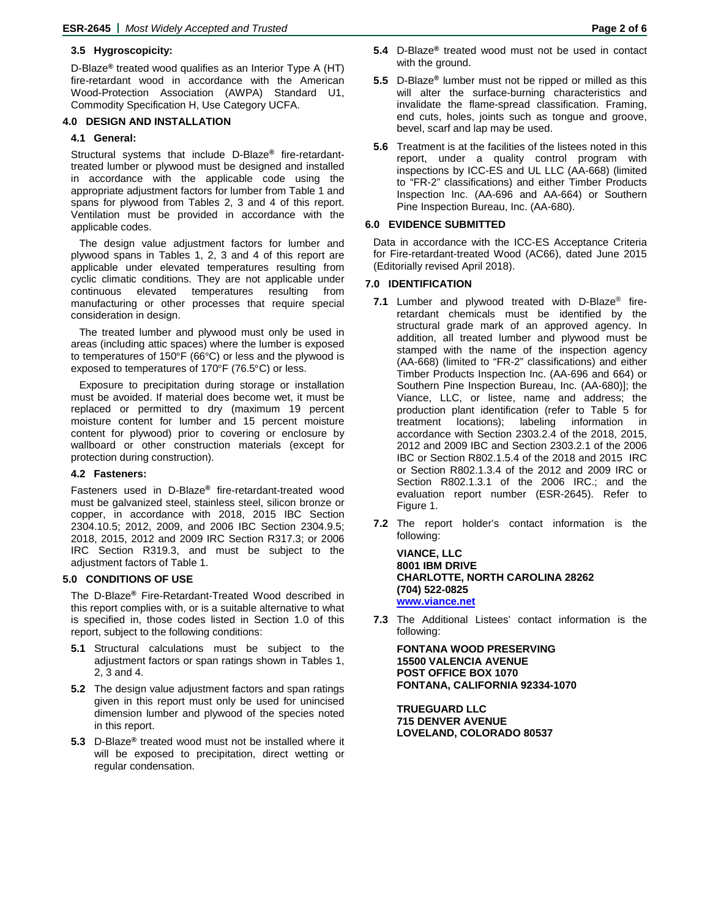### 3.5 Hygroscopicity:

D-Blaze® treated wood qualifies as an Interior Type A (HT) fire-retardant wood in accordance with the American Wood-Protection Association (AWPA) Standard U1, Commodity Specification H, Use Category UCFA.

## 4.0 DESIGN AND INSTALLATION

### 4.1 General:

Structural systems that include D-Blaze® fire-retardant-treated lumber or plywood must be designed and installed in accordance with the applicable code using the appropriate adjustment factors for lumber from Table 1 and spans for plywood from Tables 2, 3 and 4 of this report. Ventilation must be provided in accordance with the applicable codes.

The design value adjustment factors for lumber and plywood spans in Tables 1, 2, 3 and 4 of this report are applicable under elevated temperatures resulting from cyclic climatic conditions. They are not applicable under continuous elevated temperatures resulting from manufacturing or other processes that require special consideration in design.

The treated lumber and plywood must only be used in areas (including attic spaces) where the lumber is exposed to temperatures of 150°F (66°C) or less and the plywood is exposed to temperatures of 170°F (76.5°C) or less.

Exposure to precipitation during storage or installation must be avoided. If material does become wet, it must be replaced or permitted to dry (maximum 19 percent moisture content for lumber and 15 percent moisture content for plywood) prior to covering or enclosure by wallboard or other construction materials (except for protection during construction).

### 4.2 Fasteners:

Fasteners used in D-Blaze® fire-retardant-treated wood must be galvanized steel, stainless steel, silicon bronze or copper, in accordance with 2018, 2015 IBC Section 2304.10.5; 2012, 2009, and 2006 IBC Section 2304.9.5; 2018, 2015, 2012 and 2009 IRC Section R317.3; or 2006 IRC Section R319.3, and must be subject to the adjustment factors of Table 1.

## 5.0 CONDITIONS OF USE

The D-Blaze® Fire-Retardant-Treated Wood described in this report complies with, or is a suitable alternative to what is specified in, those codes listed in Section 1.0 of this report, subject to the following conditions:

**5.1** Structural calculations must be subject to the adjustment factors or span ratings shown in Tables 1, 2, 3 and 4.

**5.2** The design value adjustment factors and span ratings given in this report must only be used for unincised dimension lumber and plywood of the species noted in this report.

**5.3** D-Blaze® treated wood must not be installed where it will be exposed to precipitation, direct wetting or regular condensation.

**5.4** D-Blaze® treated wood must not be used in contact with the ground.

**5.5** D-Blaze® lumber must not be ripped or milled as this will alter the surface-burning characteristics and invalidate the flame-spread classification. Framing, end cuts, holes, joints such as tongue and groove, bevel, scarf and lap may be used.

**5.6** Treatment is at the facilities of the listees noted in this report, under a quality control program with inspections by ICC-ES and UL LLC (AA-668) (limited to "FR-2" classifications) and either Timber Products Inspection Inc. (AA-696 and AA-664) or Southern Pine Inspection Bureau, Inc. (AA-680).

## 6.0 EVIDENCE SUBMITTED

Data in accordance with the ICC-ES Acceptance Criteria for Fire-retardant-treated Wood (AC66), dated June 2015 (Editorially revised April 2018).

## 7.0 IDENTIFICATION

**7.1** Lumber and plywood treated with D-Blaze® fire-retardant chemicals must be identified by the structural grade mark of an approved agency. In addition, all treated lumber and plywood must be stamped with the name of the inspection agency (AA-668) (limited to "FR-2" classifications) and either Timber Products Inspection Inc. (AA-696 and 664) or Southern Pine Inspection Bureau, Inc. (AA-680)]; the Viance, LLC, or listee, name and address; the production plant identification (refer to Table 5 for treatment locations); labeling information in accordance with Section 2303.2.4 of the 2018, 2015, 2012 and 2009 IBC and Section 2303.2.1 of the 2006 IBC or Section R802.1.5.4 of the 2018 and 2015 IRC or Section R802.1.3.4 of the 2012 and 2009 IRC or Section R802.1.3.1 of the 2006 IRC.; and the evaluation report number (ESR-2645). Refer to Figure 1.

**7.2** The report holder's contact information is the following:

**VIANCE, LLC**
**8001 IBM DRIVE**
**CHARLOTTE, NORTH CAROLINA 28262**
**(704) 522-0825**
**www.viance.net**

**7.3** The Additional Listees' contact information is the following:

**FONTANA WOOD PRESERVING**
**15500 VALENCIA AVENUE**
**POST OFFICE BOX 1070**
**FONTANA, CALIFORNIA 92334-1070**

**TRUEGUARD LLC**
**715 DENVER AVENUE**
**LOVELAND, COLORADO 80537**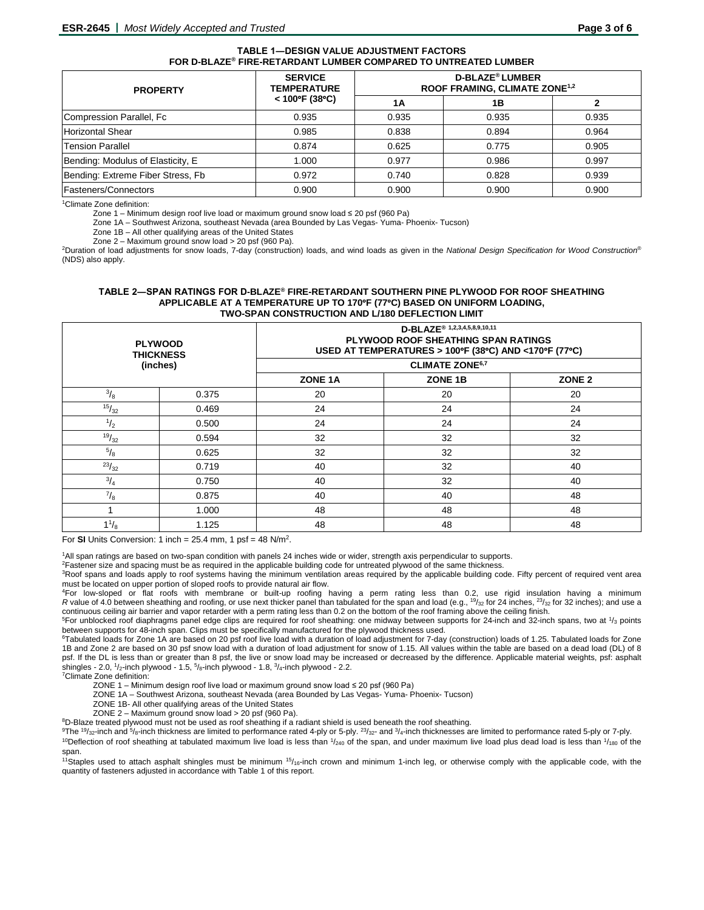**TABLE 1—DESIGN VALUE ADJUSTMENT FACTORS FOR D-BLAZE® FIRE-RETARDANT LUMBER COMPARED TO UNTREATED LUMBER**

| PROPERTY | SERVICE TEMPERATURE < 100°F (38°C) | D-BLAZE® LUMBER ROOF FRAMING, CLIMATE ZONE[1,2] | | |
|---|---|---|---|---|
| | | 1A | 1B | 2 |
| Compression Parallel, Fc | 0.935 | 0.935 | 0.935 | 0.935 |
| Horizontal Shear | 0.985 | 0.838 | 0.894 | 0.964 |
| Tension Parallel | 0.874 | 0.625 | 0.775 | 0.905 |
| Bending: Modulus of Elasticity, E | 1.000 | 0.977 | 0.986 | 0.997 |
| Bending: Extreme Fiber Stress, Fb | 0.972 | 0.740 | 0.828 | 0.939 |
| Fasteners/Connectors | 0.900 | 0.900 | 0.900 | 0.900 |

[1]Climate Zone definition:

Zone 1 – Minimum design roof live load or maximum ground snow load ≤ 20 psf (960 Pa)

Zone 1A – Southwest Arizona, southeast Nevada (area Bounded by Las Vegas- Yuma- Phoenix- Tucson)

Zone 1B – All other qualifying areas of the United States

Zone 2 – Maximum ground snow load > 20 psf (960 Pa).

[2]Duration of load adjustments for snow loads, 7-day (construction) loads, and wind loads as given in the *National Design Specification for Wood Construction®* (NDS) also apply.

**TABLE 2—SPAN RATINGS FOR D-BLAZE® FIRE-RETARDANT SOUTHERN PINE PLYWOOD FOR ROOF SHEATHING APPLICABLE AT A TEMPERATURE UP TO 170°F (77°C) BASED ON UNIFORM LOADING, TWO-SPAN CONSTRUCTION AND L/180 DEFLECTION LIMIT**

| PLYWOOD THICKNESS (inches) | | D-BLAZE® [1,2,3,4,5,8,9,10,11] PLYWOOD ROOF SHEATHING SPAN RATINGS USED AT TEMPERATURES > 100°F (38°C) AND <170°F (77°C) | | |
|---|---|---|---|---|
| | | CLIMATE ZONE[6,7] | | |
| | | ZONE 1A | ZONE 1B | ZONE 2 |
| 3/8 | 0.375 | 20 | 20 | 20 |
| 15/32 | 0.469 | 24 | 24 | 24 |
| 1/2 | 0.500 | 24 | 24 | 24 |
| 19/32 | 0.594 | 32 | 32 | 32 |
| 5/8 | 0.625 | 32 | 32 | 32 |
| 23/32 | 0.719 | 40 | 32 | 40 |
| 3/4 | 0.750 | 40 | 32 | 40 |
| 7/8 | 0.875 | 40 | 40 | 48 |
| 1 | 1.000 | 48 | 48 | 48 |
| 1 1/8 | 1.125 | 48 | 48 | 48 |

For **SI** Units Conversion: 1 inch = 25.4 mm, 1 psf = 48 $N/m^2$.

[1]All span ratings are based on two-span condition with panels 24 inches wide or wider, strength axis perpendicular to supports.

[2]Fastener size and spacing must be as required in the applicable building code for untreated plywood of the same thickness.

[3]Roof spans and loads apply to roof systems having the minimum ventilation areas required by the applicable building code. Fifty percent of required vent area must be located on upper portion of sloped roofs to provide natural air flow.

[4]For low-sloped or flat roofs with membrane or built-up roofing having a perm rating less than 0.2, use rigid insulation having a minimum *R* value of 4.0 between sheathing and roofing, or use next thicker panel than tabulated for the span and load (e.g., 19/32 for 24 inches, 23/32 for 32 inches); and use a continuous ceiling air barrier and vapor retarder with a perm rating less than 0.2 on the bottom of the roof framing above the ceiling finish.

[5]For unblocked roof diaphragms panel edge clips are required for roof sheathing: one midway between supports for 24-inch and 32-inch spans, two at 1/3 points between supports for 48-inch span. Clips must be specifically manufactured for the plywood thickness used.

[6]Tabulated loads for Zone 1A are based on 20 psf roof live load with a duration of load adjustment for 7-day (construction) loads of 1.25. Tabulated loads for Zone 1B and Zone 2 are based on 30 psf snow load with a duration of load adjustment for snow of 1.15. All values within the table are based on a dead load (DL) of 8 psf. If the DL is less than or greater than 8 psf, the live or snow load may be increased or decreased by the difference. Applicable material weights, psf: asphalt shingles - 2.0, 1/2-inch plywood - 1.5, 5/8-inch plywood - 1.8, 3/4-inch plywood - 2.2.

[7]Climate Zone definition:

ZONE 1 – Minimum design roof live load or maximum ground snow load ≤ 20 psf (960 Pa)

ZONE 1A – Southwest Arizona, southeast Nevada (area Bounded by Las Vegas- Yuma- Phoenix- Tucson)

ZONE 1B- All other qualifying areas of the United States

ZONE 2 – Maximum ground snow load > 20 psf (960 Pa).

[8]D-Blaze treated plywood must not be used as roof sheathing if a radiant shield is used beneath the roof sheathing.

[9]The 19/32-inch and 5/8-inch thickness are limited to performance rated 4-ply or 5-ply. 23/32- and 3/4-inch thicknesses are limited to performance rated 5-ply or 7-ply.

[10]Deflection of roof sheathing at tabulated maximum live load is less than 1/240 of the span, and under maximum live load plus dead load is less than 1/180 of the span.

[11]Staples used to attach asphalt shingles must be minimum 15/16-inch crown and minimum 1-inch leg, or otherwise comply with the applicable code, with the quantity of fasteners adjusted in accordance with Table 1 of this report.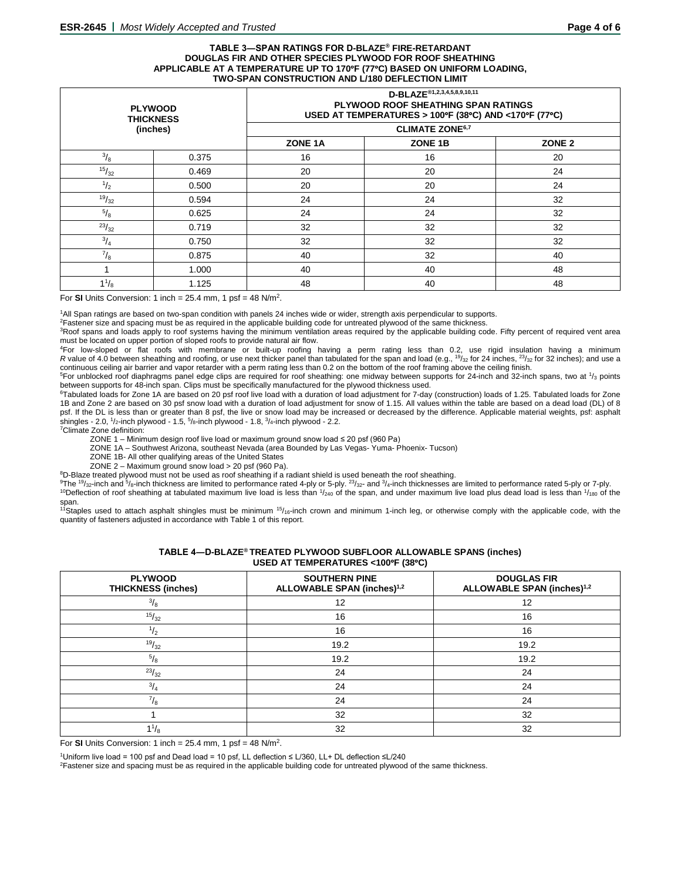**TABLE 3—SPAN RATINGS FOR D-BLAZE® FIRE-RETARDANT DOUGLAS FIR AND OTHER SPECIES PLYWOOD FOR ROOF SHEATHING APPLICABLE AT A TEMPERATURE UP TO 170°F (77°C) BASED ON UNIFORM LOADING, TWO-SPAN CONSTRUCTION AND L/180 DEFLECTION LIMIT**

| PLYWOOD THICKNESS (inches) | | D-BLAZE®[1,2,3,4,5,8,9,10,11] PLYWOOD ROOF SHEATHING SPAN RATINGS USED AT TEMPERATURES > 100°F (38°C) AND <170°F (77°C) | | |
|---|---|---|---|---|
| | | CLIMATE ZONE[6,7] | | |
| | | ZONE 1A | ZONE 1B | ZONE 2 |
| 3/8 | 0.375 | 16 | 16 | 20 |
| 15/32 | 0.469 | 20 | 20 | 24 |
| 1/2 | 0.500 | 20 | 20 | 24 |
| 19/32 | 0.594 | 24 | 24 | 32 |
| 5/8 | 0.625 | 24 | 24 | 32 |
| 23/32 | 0.719 | 32 | 32 | 32 |
| 3/4 | 0.750 | 32 | 32 | 32 |
| 7/8 | 0.875 | 40 | 32 | 40 |
| 1 | 1.000 | 40 | 40 | 48 |
| 1 1/8 | 1.125 | 48 | 40 | 48 |

For **SI** Units Conversion: 1 inch = 25.4 mm, 1 psf = 48 N/m².

[1]All Span ratings are based on two-span condition with panels 24 inches wide or wider, strength axis perpendicular to supports.
[2]Fastener size and spacing must be as required in the applicable building code for untreated plywood of the same thickness.
[3]Roof spans and loads apply to roof systems having the minimum ventilation areas required by the applicable building code. Fifty percent of required vent area must be located on upper portion of sloped roofs to provide natural air flow.
[4]For low-sloped or flat roofs with membrane or built-up roofing having a perm rating less than 0.2, use rigid insulation having a minimum *R* value of 4.0 between sheathing and roofing, or use next thicker panel than tabulated for the span and load (e.g., 19/32 for 24 inches, 23/32 for 32 inches); and use a continuous ceiling air barrier and vapor retarder with a perm rating less than 0.2 on the bottom of the roof framing above the ceiling finish.
[5]For unblocked roof diaphragms panel edge clips are required for roof sheathing: one midway between supports for 24-inch and 32-inch spans, two at 1/3 points between supports for 48-inch span. Clips must be specifically manufactured for the plywood thickness used.
[6]Tabulated loads for Zone 1A are based on 20 psf roof live load with a duration of load adjustment for 7-day (construction) loads of 1.25. Tabulated loads for Zone 1B and Zone 2 are based on 30 psf snow load with a duration of load adjustment for snow of 1.15. All values within the table are based on a dead load (DL) of 8 psf. If the DL is less than or greater than 8 psf, the live or snow load may be increased or decreased by the difference. Applicable material weights, psf: asphalt shingles - 2.0, 1/2-inch plywood - 1.5, 5/8-inch plywood - 1.8, 3/4-inch plywood - 2.2.
[7]Climate Zone definition:

ZONE 1 – Minimum design roof live load or maximum ground snow load ≤ 20 psf (960 Pa)
ZONE 1A – Southwest Arizona, southeast Nevada (area Bounded by Las Vegas- Yuma- Phoenix- Tucson)
ZONE 1B- All other qualifying areas of the United States
ZONE 2 – Maximum ground snow load > 20 psf (960 Pa).

[8]D-Blaze treated plywood must not be used as roof sheathing if a radiant shield is used beneath the roof sheathing.
[9]The 19/32-inch and 5/8-inch thickness are limited to performance rated 4-ply or 5-ply. 23/32- and 3/4-inch thicknesses are limited to performance rated 5-ply or 7-ply.
[10]Deflection of roof sheathing at tabulated maximum live load is less than 1/240 of the span, and under maximum live load plus dead load is less than 1/180 of the span.
[11]Staples used to attach asphalt shingles must be minimum 15/16-inch crown and minimum 1-inch leg, or otherwise comply with the applicable code, with the quantity of fasteners adjusted in accordance with Table 1 of this report.

**TABLE 4—D-BLAZE® TREATED PLYWOOD SUBFLOOR ALLOWABLE SPANS (inches) USED AT TEMPERATURES <100°F (38°C)**

| PLYWOOD THICKNESS (inches) | SOUTHERN PINE ALLOWABLE SPAN (inches)[1,2] | DOUGLAS FIR ALLOWABLE SPAN (inches)[1,2] |
|---|---|---|
| 3/8 | 12 | 12 |
| 15/32 | 16 | 16 |
| 1/2 | 16 | 16 |
| 19/32 | 19.2 | 19.2 |
| 5/8 | 19.2 | 19.2 |
| 23/32 | 24 | 24 |
| 3/4 | 24 | 24 |
| 7/8 | 24 | 24 |
| 1 | 32 | 32 |
| 1 1/8 | 32 | 32 |

For **SI** Units Conversion: 1 inch = 25.4 mm, 1 psf = 48 N/m².

[1]Uniform live load = 100 psf and Dead load = 10 psf, LL deflection ≤ L/360, LL+ DL deflection ≤L/240
[2]Fastener size and spacing must be as required in the applicable building code for untreated plywood of the same thickness.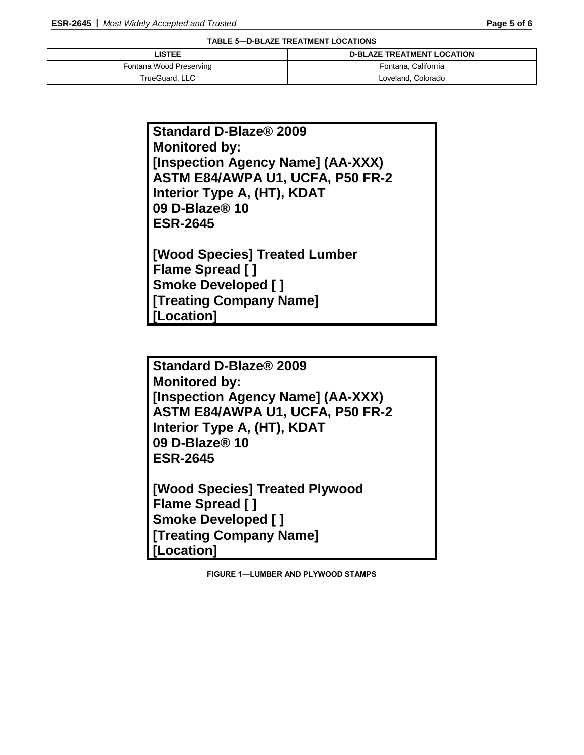**TABLE 5—D-BLAZE TREATMENT LOCATIONS**

| LISTEE | D-BLAZE TREATMENT LOCATION |
|---|---|
| Fontana Wood Preserving | Fontana, California |
| TrueGuard, LLC | Loveland, Colorado |

**Standard D-Blaze® 2009**
**Monitored by:**
**[Inspection Agency Name] (AA-XXX)**
**ASTM E84/AWPA U1, UCFA, P50 FR-2**
**Interior Type A, (HT), KDAT**
**09 D-Blaze® 10**
**ESR-2645**

**[Wood Species] Treated Lumber**
**Flame Spread [ ]**
**Smoke Developed [ ]**
**[Treating Company Name]**
**[Location]**

**Standard D-Blaze® 2009**
**Monitored by:**
**[Inspection Agency Name] (AA-XXX)**
**ASTM E84/AWPA U1, UCFA, P50 FR-2**
**Interior Type A, (HT), KDAT**
**09 D-Blaze® 10**
**ESR-2645**

**[Wood Species] Treated Plywood**
**Flame Spread [ ]**
**Smoke Developed [ ]**
**[Treating Company Name]**
**[Location]**

**FIGURE 1—LUMBER AND PLYWOOD STAMPS**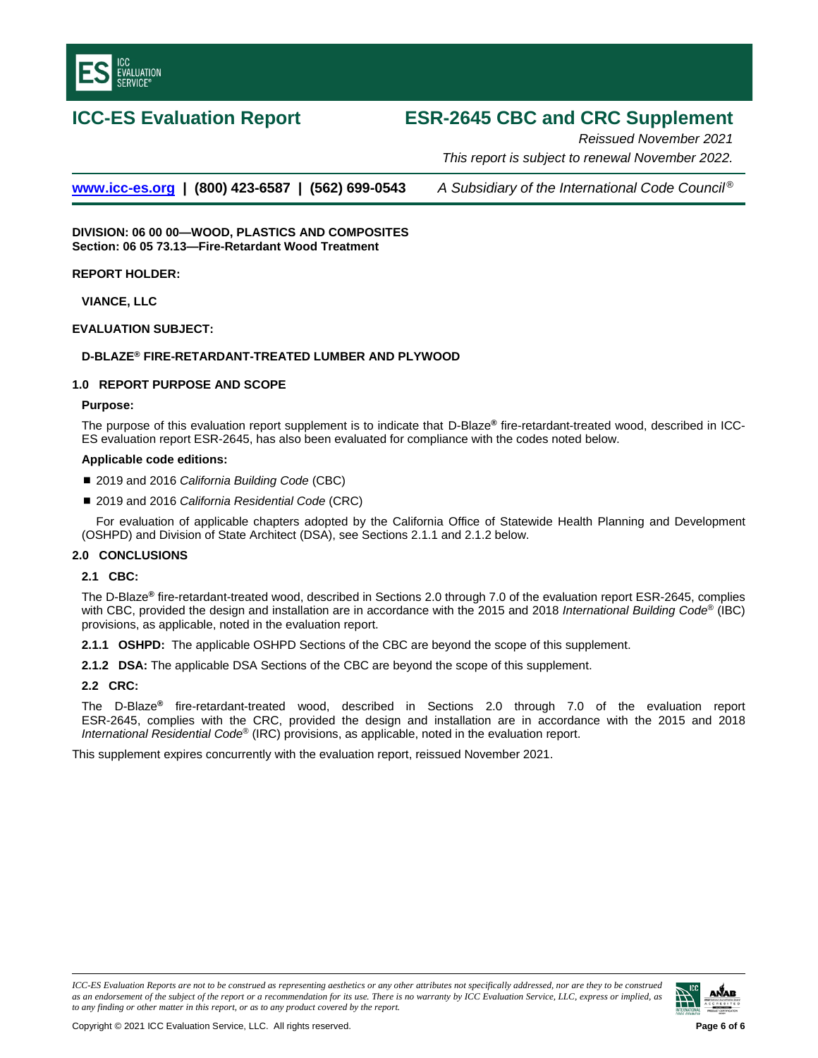# ICC-ES Evaluation Report

# ESR-2645 CBC and CRC Supplement

*Reissued November 2021*

*This report is subject to renewal November 2022.*

www.icc-es.org | (800) 423-6587 | (562) 699-0543    *A Subsidiary of the International Code Council®*

**DIVISION: 06 00 00—WOOD, PLASTICS AND COMPOSITES**
**Section: 06 05 73.13—Fire-Retardant Wood Treatment**

**REPORT HOLDER:**

**VIANCE, LLC**

**EVALUATION SUBJECT:**

**D-BLAZE® FIRE-RETARDANT-TREATED LUMBER AND PLYWOOD**

## 1.0 REPORT PURPOSE AND SCOPE

**Purpose:**

The purpose of this evaluation report supplement is to indicate that D-Blaze® fire-retardant-treated wood, described in ICC-ES evaluation report ESR-2645, has also been evaluated for compliance with the codes noted below.

**Applicable code editions:**

- 2019 and 2016 *California Building Code* (CBC)
- 2019 and 2016 *California Residential Code* (CRC)

For evaluation of applicable chapters adopted by the California Office of Statewide Health Planning and Development (OSHPD) and Division of State Architect (DSA), see Sections 2.1.1 and 2.1.2 below.

## 2.0 CONCLUSIONS

### 2.1 CBC:

The D-Blaze® fire-retardant-treated wood, described in Sections 2.0 through 7.0 of the evaluation report ESR-2645, complies with CBC, provided the design and installation are in accordance with the 2015 and 2018 *International Building Code®* (IBC) provisions, as applicable, noted in the evaluation report.

**2.1.1 OSHPD:** The applicable OSHPD Sections of the CBC are beyond the scope of this supplement.

**2.1.2 DSA:** The applicable DSA Sections of the CBC are beyond the scope of this supplement.

### 2.2 CRC:

The D-Blaze® fire-retardant-treated wood, described in Sections 2.0 through 7.0 of the evaluation report ESR-2645, complies with the CRC, provided the design and installation are in accordance with the 2015 and 2018 *International Residential Code®* (IRC) provisions, as applicable, noted in the evaluation report.

This supplement expires concurrently with the evaluation report, reissued November 2021.

*ICC-ES Evaluation Reports are not to be construed as representing aesthetics or any other attributes not specifically addressed, nor are they to be construed as an endorsement of the subject of the report or a recommendation for its use. There is no warranty by ICC Evaluation Service, LLC, express or implied, as to any finding or other matter in this report, or as to any product covered by the report.*

Copyright © 2021 ICC Evaluation Service, LLC. All rights reserved.